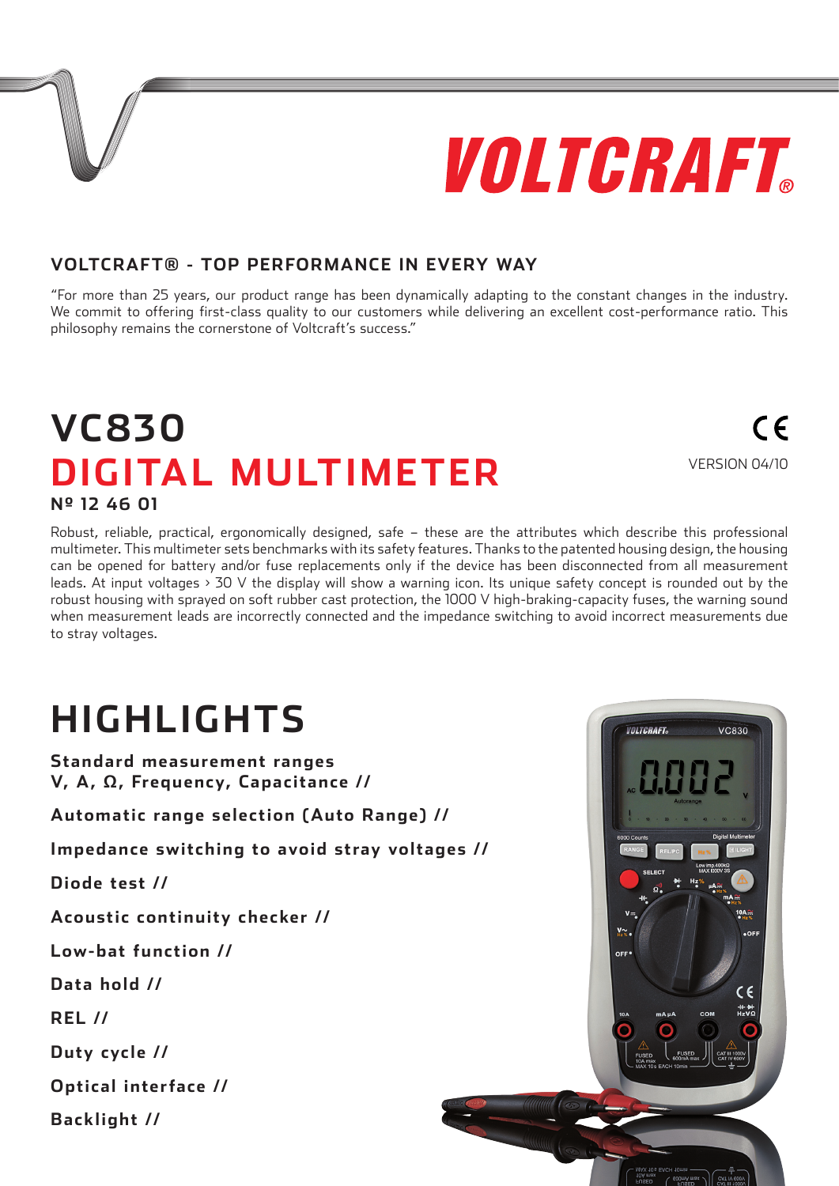VOLTCRAFT®

## VOLTCRAFT® - TOP PERFORMANCE IN EVERY WAY

"For more than 25 years, our product range has been dynamically adapting to the constant changes in the industry. We commit to offering first-class quality to our customers while delivering an excellent cost-performance ratio. This philosophy remains the cornerstone of Voltcraft's success."

# VC830

# DIGITAL MULTIMETER

**Nº 12 46 01**

VERSION 04/10

Robust, reliable, practical, ergonomically designed, safe – these are the attributes which describe this professional multimeter. This multimeter sets benchmarks with its safety features. Thanks to the patented housing design, the housing can be opened for battery and/or fuse replacements only if the device has been disconnected from all measurement leads. At input voltages › 30 V the display will show a warning icon. Its unique safety concept is rounded out by the robust housing with sprayed on soft rubber cast protection, the 1000 V high-braking-capacity fuses, the warning sound when measurement leads are incorrectly connected and the impedance switching to avoid incorrect measurements due to stray voltages.

# HIGHLIGHTS

**Standard measurement ranges V, A, Ω, Frequency, Capacitance //**

**Automatic range selection (Auto Range) //**

**Impedance switching to avoid stray voltages //**

**Diode test //**

**Acoustic continuity checker //**

**Low-bat function //**

**Data hold //**

**REL //**

**Duty cycle //**

**Optical interface //**

**Backlight //**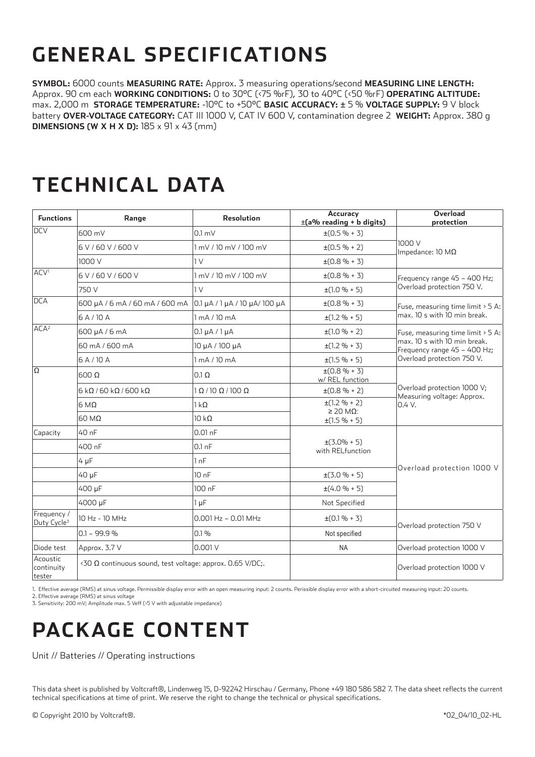# GENERAL SPECIFICATIONS

**SYMBOL:** 6000 counts **MEASURING RATE:** Approx. 3 measuring operations/second **MEASURING LINE LENGTH:** Approx. 90 cm each **WORKING CONDITIONS:** 0 to 30°C (<75 %rF), 30 to 40°C (<50 %rF) **OPERATING ALTITUDE:** max. 2,000 m **STORAGE TEMPERATURE:** -10°C to +50°C **BASIC ACCURACY:** ± 5 % **VOLTAGE SUPPLY:** 9 V block battery **OVER-VOLTAGE CATEGORY:** CAT III 1000 V, CAT IV 600 V, contamination degree 2 **WEIGHT:** Approx. 380 g **DIMENSIONS (W X H X D):** 185 x 91 x 43 (mm)

# TECHNICAL DATA

| Functions | Range | Resolution | Accuracy ±(a% reading + b digits) | Overload protection |
|---|---|---|---|---|
| DCV | 600 mV | 0.1 mV | ±(0.5 % + 3) | 1000 V Impedance: 10 MΩ |
| | 6 V / 60 V / 600 V | 1 mV / 10 mV / 100 mV | ±(0.5 % + 2) | |
| | 1000 V | 1 V | ±(0.8 % + 3) | |
| ACV[1] | 6 V / 60 V / 600 V | 1 mV / 10 mV / 100 mV | ±(0.8 % + 3) | Frequency range 45 – 400 Hz; Overload protection 750 V. |
| | 750 V | 1 V | ±(1.0 % + 5) | |
| DCA | 600 µA / 6 mA / 60 mA / 600 mA | 0.1 µA / 1 µA / 10 µA/ 100 µA | ±(0.8 % + 3) | Fuse, measuring time limit > 5 A: max. 10 s with 10 min break. |
| | 6 A / 10 A | 1 mA / 10 mA | ±(1.2 % + 5) | |
| ACA[2] | 600 µA / 6 mA | 0.1 µA / 1 µA | ±(1.0 % + 2) | Fuse, measuring time limit > 5 A: max. 10 s with 10 min break. Frequency range 45 – 400 Hz; Overload protection 750 V. |
| | 60 mA / 600 mA | 10 µA / 100 µA | ±(1.2 % + 3) | |
| | 6 A / 10 A | 1 mA / 10 mA | ±(1.5 % + 5) | |
| Ω | 600 Ω | 0.1 Ω | ±(0.8 % + 3) w/ REL function | Overload protection 1000 V; Measuring voltage: Approx. 0.4 V. |
| | 6 kΩ / 60 kΩ / 600 kΩ | 1 Ω / 10 Ω / 100 Ω | ±(0.8 % + 2) | |
| | 6 MΩ | 1 kΩ | ±(1.2 % + 2) ≥ 20 MΩ: ±(1.5 % + 5) | |
| | 60 MΩ | 10 kΩ | | |
| Capacity | 40 nF | 0.01 nF | ±(3.0% + 5) with RELfunction | Overload protection 1000 V |
| | 400 nF | 0.1 nF | | |
| | 4 µF | 1 nF | | |
| | 40 µF | 10 nF | ±(3.0 % + 5) | |
| | 400 µF | 100 nF | ±(4.0 % + 5) | |
| | 4000 µF | 1 µF | Not Specified | |
| Frequency / Duty Cycle[3] | 10 Hz - 10 MHz | 0.001 Hz – 0.01 MHz | ±(0.1 % + 3) | Overload protection 750 V |
| | 0.1 – 99.9 % | 0.1 % | Not specified | |
| Diode test | Approx. 3.7 V | 0.001 V | NA | Overload protection 1000 V |
| Acoustic continuity tester | <30 Ω continuous sound, test voltage: approx. 0.65 V/DC;. | | | Overload protection 1000 V |

1. Effective average (RMS) at sinus voltage. Permissible display error with an open measuring input: 2 counts. Perissible display error with a short-circuited measuring input: 20 counts.
2. Effective average (RMS) at sinus voltage
3. Sensitivity: 200 mV; Amplitude max. 5 Veff (>5 V with adjustable impedance)

# PACKAGE CONTENT

Unit // Batteries // Operating instructions

This data sheet is published by Voltcraft®, Lindenweg 15, D-92242 Hirschau / Germany, Phone +49 180 586 582 7. The data sheet reflects the current technical specifications at time of print. We reserve the right to change the technical or physical specifications.

© Copyright 2010 by Voltcraft®. *02_04/10_02-HL